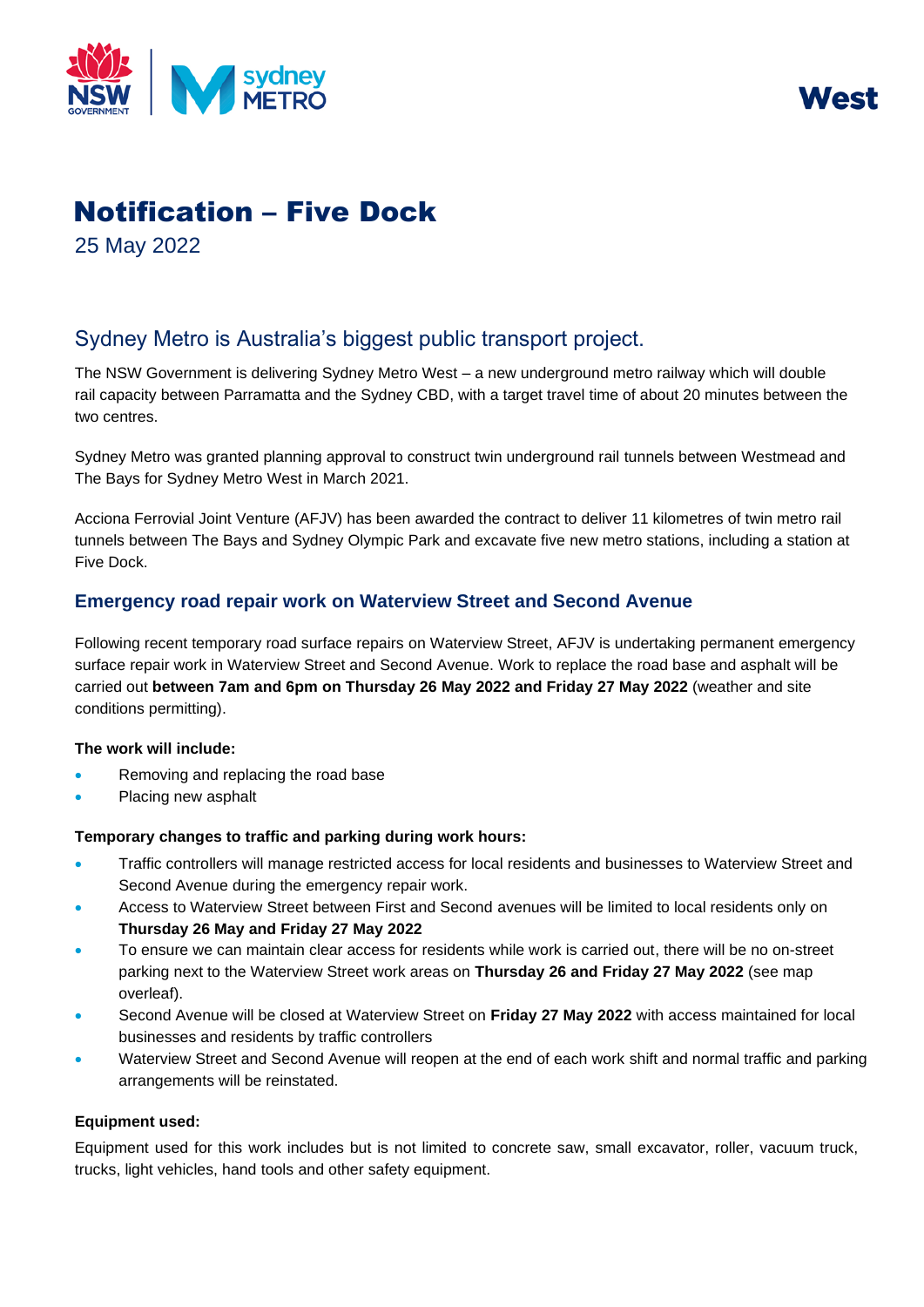West

# Notification – Five Dock

25 May 2022

## Sydney Metro is Australia's biggest public transport project.

The NSW Government is delivering Sydney Metro West – a new underground metro railway which will double rail capacity between Parramatta and the Sydney CBD, with a target travel time of about 20 minutes between the two centres.

Sydney Metro was granted planning approval to construct twin underground rail tunnels between Westmead and The Bays for Sydney Metro West in March 2021.

Acciona Ferrovial Joint Venture (AFJV) has been awarded the contract to deliver 11 kilometres of twin metro rail tunnels between The Bays and Sydney Olympic Park and excavate five new metro stations, including a station at Five Dock.

### Emergency road repair work on Waterview Street and Second Avenue

Following recent temporary road surface repairs on Waterview Street, AFJV is undertaking permanent emergency surface repair work in Waterview Street and Second Avenue. Work to replace the road base and asphalt will be carried out **between 7am and 6pm on Thursday 26 May 2022 and Friday 27 May 2022** (weather and site conditions permitting).

**The work will include:**

- Removing and replacing the road base
- Placing new asphalt

**Temporary changes to traffic and parking during work hours:**

- Traffic controllers will manage restricted access for local residents and businesses to Waterview Street and Second Avenue during the emergency repair work.
- Access to Waterview Street between First and Second avenues will be limited to local residents only on **Thursday 26 May and Friday 27 May 2022**
- To ensure we can maintain clear access for residents while work is carried out, there will be no on-street parking next to the Waterview Street work areas on **Thursday 26 and Friday 27 May 2022** (see map overleaf).
- Second Avenue will be closed at Waterview Street on **Friday 27 May 2022** with access maintained for local businesses and residents by traffic controllers
- Waterview Street and Second Avenue will reopen at the end of each work shift and normal traffic and parking arrangements will be reinstated.

**Equipment used:**

Equipment used for this work includes but is not limited to concrete saw, small excavator, roller, vacuum truck, trucks, light vehicles, hand tools and other safety equipment.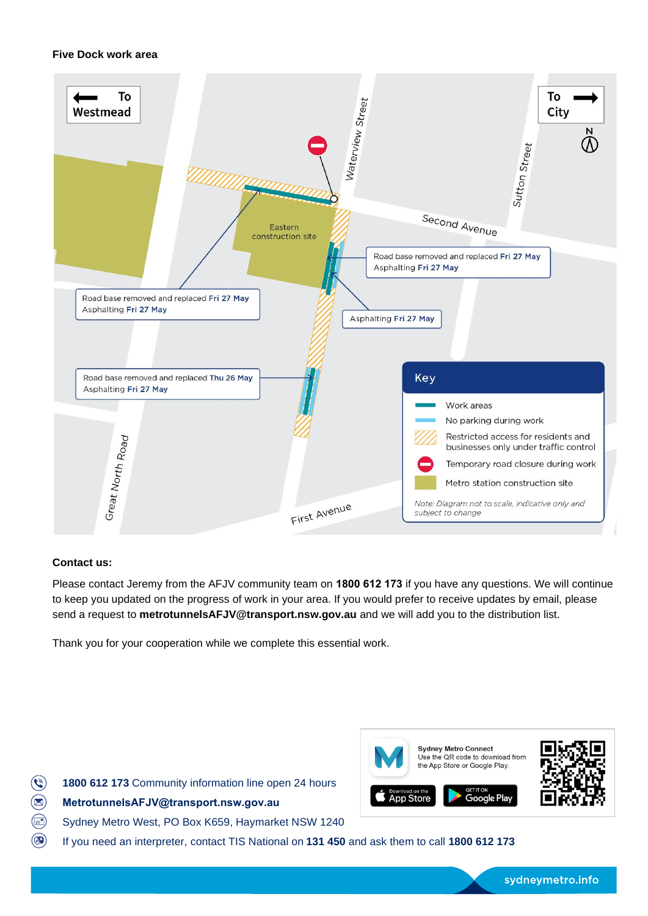**Five Dock work area**

To Westmead

To City

N

Waterview Street

Sutton Street

Second Avenue

Great North Road

First Avenue

Eastern construction site

Road base removed and replaced Fri 27 May
Asphalting Fri 27 May

Road base removed and replaced Fri 27 May
Asphalting Fri 27 May

Asphalting Fri 27 May

Road base removed and replaced Thu 26 May
Asphalting Fri 27 May

**Key**

- Work areas
- No parking during work
- Restricted access for residents and businesses only under traffic control
- Temporary road closure during work
- Metro station construction site

*Note: Diagram not to scale, indicative only and subject to change*

**Contact us:**

Please contact Jeremy from the AFJV community team on **1800 612 173** if you have any questions. We will continue to keep you updated on the progress of work in your area. If you would prefer to receive updates by email, please send a request to **metrotunnelsAFJV@transport.nsw.gov.au** and we will add you to the distribution list.

Thank you for your cooperation while we complete this essential work.

**Sydney Metro Connect**
Use the QR code to download from the App Store or Google Play.

**1800 612 173** Community information line open 24 hours

**MetrotunnelsAFJV@transport.nsw.gov.au**

Sydney Metro West, PO Box K659, Haymarket NSW 1240

If you need an interpreter, contact TIS National on **131 450** and ask them to call **1800 612 173**

sydneymetro.info